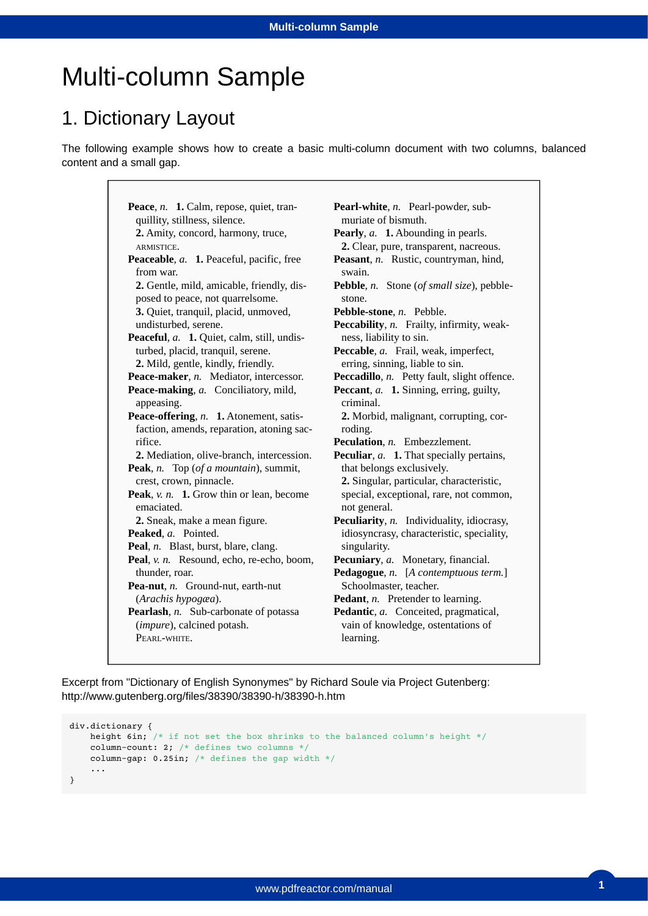# Multi-column Sample

## 1. Dictionary Layout

The following example shows how to create a basic multi-column document with two columns, balanced content and a small gap.

**Peace**, *n.* **1.** Calm, repose, quiet, tranquillity, stillness, silence.
**2.** Amity, concord, harmony, truce, ARMISTICE.

**Peaceable**, *a.* **1.** Peaceful, pacific, free from war.
**2.** Gentle, mild, amicable, friendly, disposed to peace, not quarrelsome.
**3.** Quiet, tranquil, placid, unmoved, undisturbed, serene.

**Peaceful**, *a.* **1.** Quiet, calm, still, undisturbed, placid, tranquil, serene.
**2.** Mild, gentle, kindly, friendly.

**Peace-maker**, *n.* Mediator, intercessor.

**Peace-making**, *a.* Conciliatory, mild, appeasing.

**Peace-offering**, *n.* **1.** Atonement, satisfaction, amends, reparation, atoning sacrifice.
**2.** Mediation, olive-branch, intercession.

**Peak**, *n.* Top (*of a mountain*), summit, crest, crown, pinnacle.

**Peak**, *v. n.* **1.** Grow thin or lean, become emaciated.
**2.** Sneak, make a mean figure.

**Peaked**, *a.* Pointed.

**Peal**, *n.* Blast, burst, blare, clang.

**Peal**, *v. n.* Resound, echo, re-echo, boom, thunder, roar.

**Pea-nut**, *n.* Ground-nut, earth-nut (*Arachis hypogæa*).

**Pearlash**, *n.* Sub-carbonate of potassa (*impure*), calcined potash.
PEARL-WHITE.

**Pearl-white**, *n.* Pearl-powder, sub-muriate of bismuth.

**Pearly**, *a.* **1.** Abounding in pearls.
**2.** Clear, pure, transparent, nacreous.

**Peasant**, *n.* Rustic, countryman, hind, swain.

**Pebble**, *n.* Stone (*of small size*), pebble-stone.

**Pebble-stone**, *n.* Pebble.

**Peccability**, *n.* Frailty, infirmity, weakness, liability to sin.

**Peccable**, *a.* Frail, weak, imperfect, erring, sinning, liable to sin.

**Peccadillo**, *n.* Petty fault, slight offence.

**Peccant**, *a.* **1.** Sinning, erring, guilty, criminal.
**2.** Morbid, malignant, corrupting, corroding.

**Peculation**, *n.* Embezzlement.

**Peculiar**, *a.* **1.** That specially pertains, that belongs exclusively.
**2.** Singular, particular, characteristic, special, exceptional, rare, not common, not general.

**Peculiarity**, *n.* Individuality, idiocrasy, idiosyncrasy, characteristic, speciality, singularity.

**Pecuniary**, *a.* Monetary, financial.

**Pedagogue**, *n.* [*A contemptuous term.*] Schoolmaster, teacher.

**Pedant**, *n.* Pretender to learning.

**Pedantic**, *a.* Conceited, pragmatical, vain of knowledge, ostentations of learning.

Excerpt from "Dictionary of English Synonymes" by Richard Soule via Project Gutenberg: http://www.gutenberg.org/files/38390/38390-h/38390-h.htm

```
div.dictionary {
    height 6in; /* if not set the box shrinks to the balanced column's height */
    column-count: 2; /* defines two columns */
    column-gap: 0.25in; /* defines the gap width */
    ...
}
```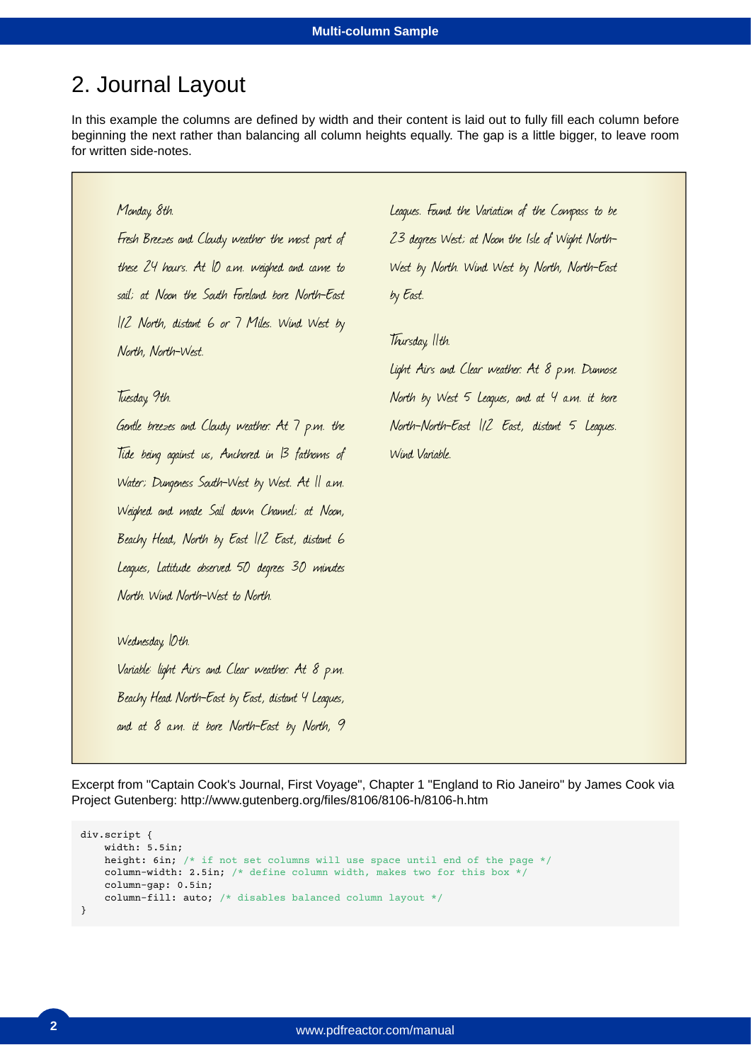# 2. Journal Layout

In this example the columns are defined by width and their content is laid out to fully fill each column before beginning the next rather than balancing all column heights equally. The gap is a little bigger, to leave room for written side-notes.

Monday 8th.

Fresh Breezes and Cloudy weather the most part of these 24 hours. At 10 a.m. weighed and came to sail; at Noon the South Foreland bore North-East 1/2 North, distant 6 or 7 Miles. Wind West by North, North-West.

Tuesday 9th.

Gentle breezes and Cloudy weather. At 7 p.m. the Tide being against us, Anchored in 13 fathoms of Water; Dungeness South-West by West. At 11 a.m. Weighed and made Sail down Channel; at Noon, Beachy Head, North by East 1/2 East, distant 6 Leagues, Latitude observed 50 degrees 30 minutes North. Wind North-West to North.

Wednesday 10th.

Variable: light Airs and Clear weather. At 8 p.m. Beachy Head North-East by East, distant 4 Leagues, and at 8 a.m. it bore North-East by North, 9 Leagues. Found the Variation of the Compass to be 23 degrees West; at Noon the Isle of Wight North-West by North. Wind West by North, North-East by East.

Thursday 11th.

Light Airs and Clear weather. At 8 p.m. Dunnose North by West 5 Leagues, and at 4 a.m. it bore North-North-East 1/2 East, distant 5 Leagues. Wind Variable.

Excerpt from "Captain Cook's Journal, First Voyage", Chapter 1 "England to Rio Janeiro" by James Cook via Project Gutenberg: http://www.gutenberg.org/files/8106/8106-h/8106-h.htm

```
div.script {
    width: 5.5in;
    height: 6in; /* if not set columns will use space until end of the page */
    column-width: 2.5in; /* define column width, makes two for this box */
    column-gap: 0.5in;
    column-fill: auto; /* disables balanced column layout */
}
```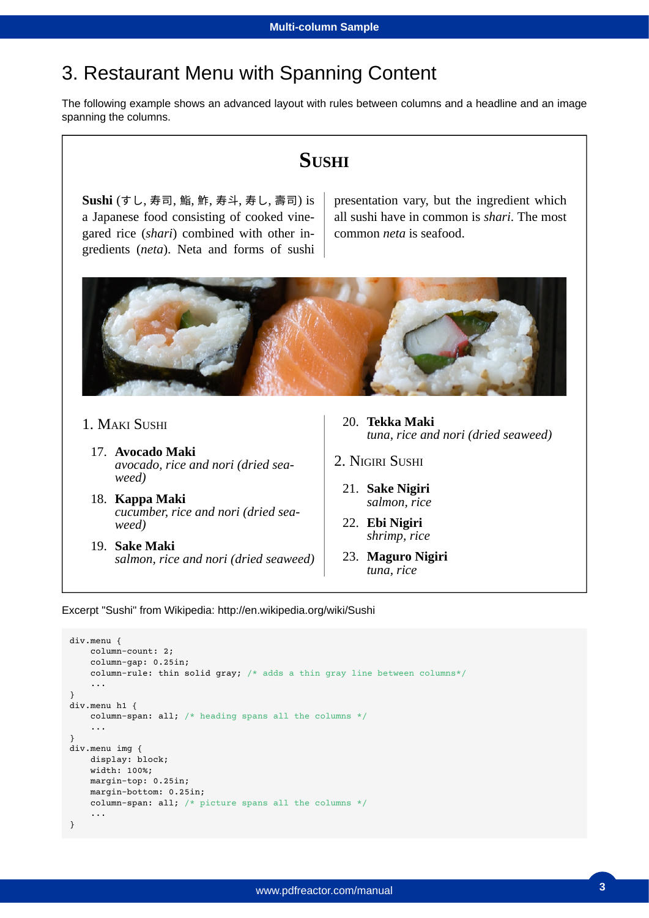# 3. Restaurant Menu with Spanning Content

The following example shows an advanced layout with rules between columns and a headline and an image spanning the columns.

## Sushi

**Sushi** (すし, 寿司, 鮨, 鮓, 寿斗, 寿し, 壽司) is a Japanese food consisting of cooked vinegared rice (*shari*) combined with other ingredients (*neta*). Neta and forms of sushi presentation vary, but the ingredient which all sushi have in common is *shari*. The most common *neta* is seafood.

### 1. Maki Sushi

17. **Avocado Maki**
    *avocado, rice and nori (dried seaweed)*
18. **Kappa Maki**
    *cucumber, rice and nori (dried seaweed)*
19. **Sake Maki**
    *salmon, rice and nori (dried seaweed)*
20. **Tekka Maki**
    *tuna, rice and nori (dried seaweed)*

### 2. Nigiri Sushi

21. **Sake Nigiri**
    *salmon, rice*
22. **Ebi Nigiri**
    *shrimp, rice*
23. **Maguro Nigiri**
    *tuna, rice*

Excerpt "Sushi" from Wikipedia: http://en.wikipedia.org/wiki/Sushi

```
div.menu {
    column-count: 2;
    column-gap: 0.25in;
    column-rule: thin solid gray; /* adds a thin gray line between columns*/
    ...
}
div.menu h1 {
    column-span: all; /* heading spans all the columns */
    ...
}
div.menu img {
    display: block;
    width: 100%;
    margin-top: 0.25in;
    margin-bottom: 0.25in;
    column-span: all; /* picture spans all the columns */
    ...
}
```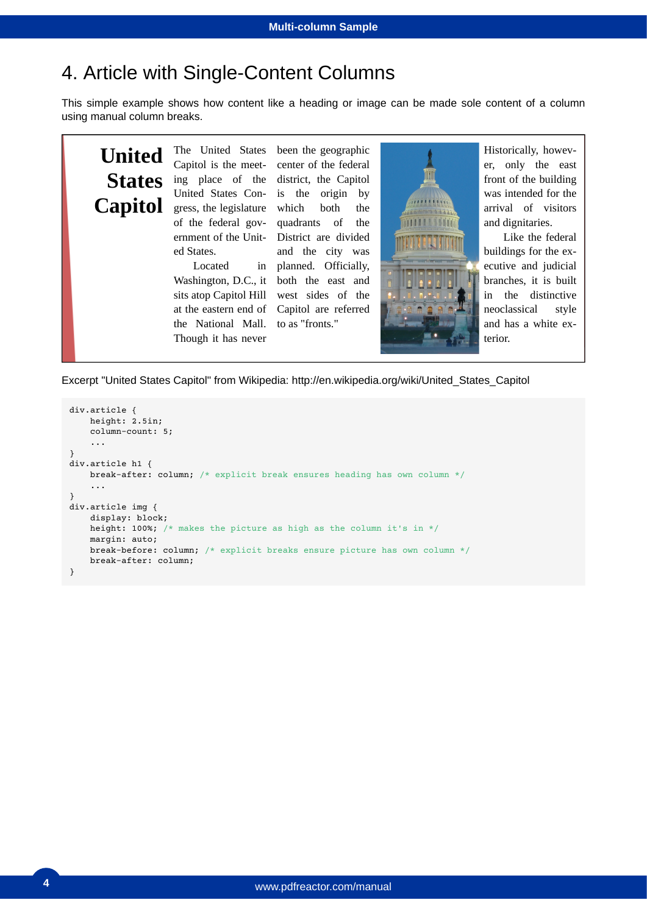# 4. Article with Single-Content Columns

This simple example shows how content like a heading or image can be made sole content of a column using manual column breaks.

## United States Capitol

The United States Capitol is the meeting place of the United States Congress, the legislature of the federal government of the United States.

Located in Washington, D.C., it sits atop Capitol Hill at the eastern end of the National Mall. Though it has never been the geographic center of the federal district, the Capitol is the origin by which both the quadrants of the District are divided and the city was planned. Officially, both the east and west sides of the Capitol are referred to as "fronts."

Historically, however, only the east front of the building was intended for the arrival of visitors and dignitaries.

Like the federal buildings for the executive and judicial branches, it is built in the distinctive neoclassical style and has a white exterior.

Excerpt "United States Capitol" from Wikipedia: http://en.wikipedia.org/wiki/United_States_Capitol

```
div.article {
    height: 2.5in;
    column-count: 5;
    ...
}
div.article h1 {
    break-after: column; /* explicit break ensures heading has own column */
    ...
}
div.article img {
    display: block;
    height: 100%; /* makes the picture as high as the column it's in */
    margin: auto;
    break-before: column; /* explicit breaks ensure picture has own column */
    break-after: column;
}
```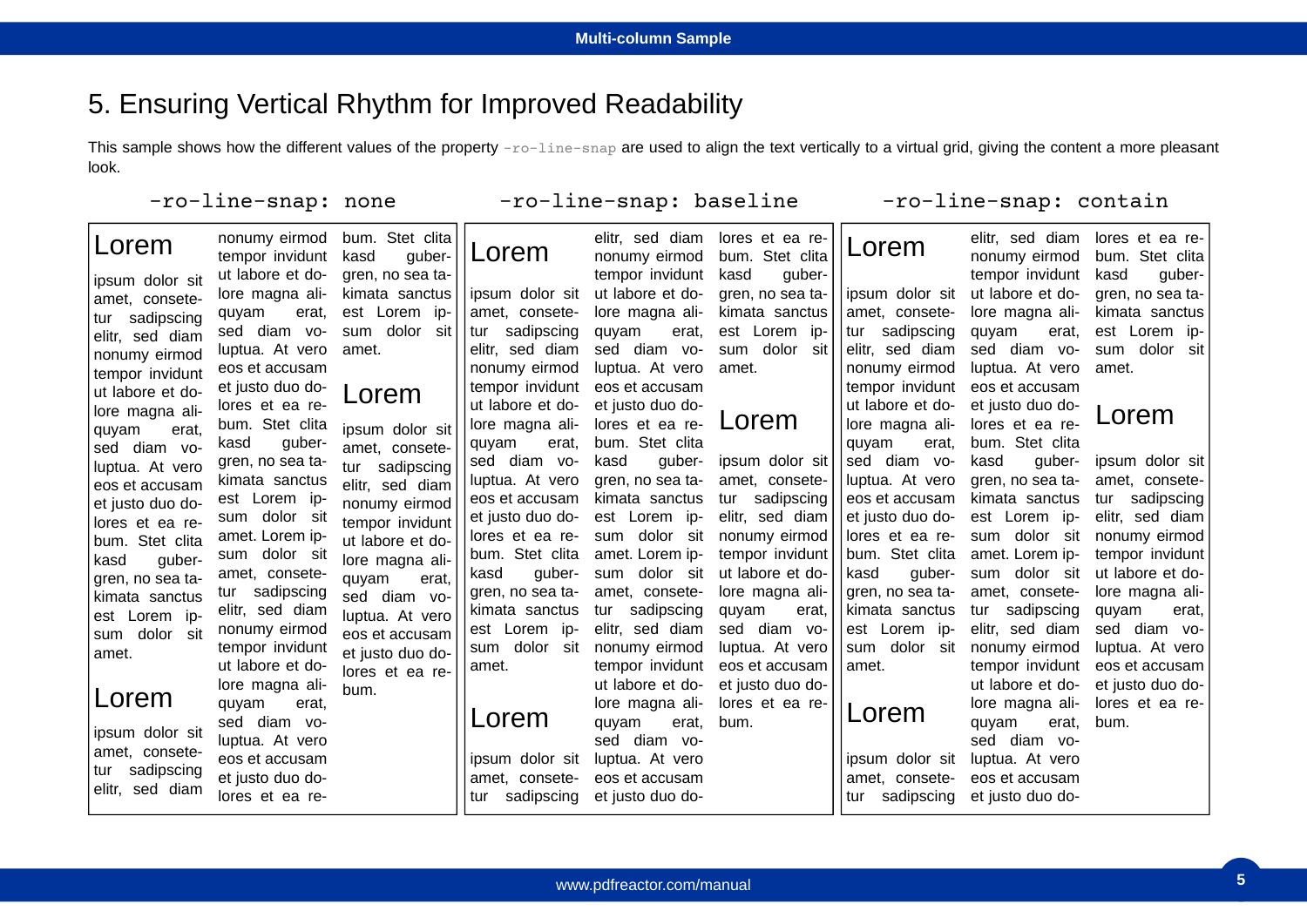# 5. Ensuring Vertical Rhythm for Improved Readability

This sample shows how the different values of the property `-ro-line-snap` are used to align the text vertically to a virtual grid, giving the content a more pleasant look.

`-ro-line-snap: none`

## Lorem

ipsum dolor sit amet, consetetur sadipscing elitr, sed diam nonumy eirmod tempor invidunt ut labore et dolore magna aliquyam erat, sed diam voluptua. At vero eos et accusam et justo duo dolores et ea rebum. Stet clita kasd gubergren, no sea takimata sanctus est Lorem ipsum dolor sit amet.

## Lorem

ipsum dolor sit amet, consetetur sadipscing elitr, sed diam nonumy eirmod tempor invidunt ut labore et dolore magna aliquyam erat, sed diam voluptua. At vero eos et accusam et justo duo dolores et ea rebum. Stet clita kasd gubergren, no sea takimata sanctus est Lorem ipsum dolor sit amet. Lorem ipsum dolor sit amet, consetetur sadipscing elitr, sed diam nonumy eirmod tempor invidunt ut labore et dolore magna aliquyam erat, sed diam voluptua. At vero eos et accusam et justo duo dolores et ea rebum. Stet clita kasd gubergren, no sea takimata sanctus est Lorem ipsum dolor sit amet.

## Lorem

ipsum dolor sit amet, consetetur sadipscing elitr, sed diam nonumy eirmod tempor invidunt ut labore et dolore magna aliquyam erat, sed diam voluptua. At vero eos et accusam et justo duo dolores et ea rebum.

`-ro-line-snap: baseline`

## Lorem

ipsum dolor sit amet, consetetur sadipscing elitr, sed diam nonumy eirmod tempor invidunt ut labore et dolore magna aliquyam erat, sed diam voluptua. At vero eos et accusam et justo duo dolores et ea rebum. Stet clita kasd gubergren, no sea takimata sanctus est Lorem ipsum dolor sit amet.

## Lorem

ipsum dolor sit amet, consetetur sadipscing elitr, sed diam nonumy eirmod tempor invidunt ut labore et dolore magna aliquyam erat, sed diam voluptua. At vero eos et accusam et justo duo dolores et ea rebum. Stet clita kasd gubergren, no sea takimata sanctus est Lorem ipsum dolor sit amet. Lorem ipsum dolor sit amet, consetetur sadipscing elitr, sed diam nonumy eirmod tempor invidunt ut labore et dolore magna aliquyam erat, sed diam voluptua. At vero eos et accusam et justo duo dolores et ea rebum. Stet clita kasd gubergren, no sea takimata sanctus est Lorem ipsum dolor sit amet.

## Lorem

ipsum dolor sit amet, consetetur sadipscing elitr, sed diam nonumy eirmod tempor invidunt ut labore et dolore magna aliquyam erat, sed diam voluptua. At vero eos et accusam et justo duo dolores et ea rebum.

`-ro-line-snap: contain`

## Lorem

ipsum dolor sit amet, consetetur sadipscing elitr, sed diam nonumy eirmod tempor invidunt ut labore et dolore magna aliquyam erat, sed diam voluptua. At vero eos et accusam et justo duo dolores et ea rebum. Stet clita kasd gubergren, no sea takimata sanctus est Lorem ipsum dolor sit amet.

## Lorem

ipsum dolor sit amet, consetetur sadipscing elitr, sed diam nonumy eirmod tempor invidunt ut labore et dolore magna aliquyam erat, sed diam voluptua. At vero eos et accusam et justo duo dolores et ea rebum. Stet clita kasd gubergren, no sea takimata sanctus est Lorem ipsum dolor sit amet. Lorem ipsum dolor sit amet, consetetur sadipscing elitr, sed diam nonumy eirmod tempor invidunt ut labore et dolore magna aliquyam erat, sed diam voluptua. At vero eos et accusam et justo duo dolores et ea rebum. Stet clita kasd gubergren, no sea takimata sanctus est Lorem ipsum dolor sit amet.

## Lorem

ipsum dolor sit amet, consetetur sadipscing elitr, sed diam nonumy eirmod tempor invidunt ut labore et dolore magna aliquyam erat, sed diam voluptua. At vero eos et accusam et justo duo dolores et ea rebum.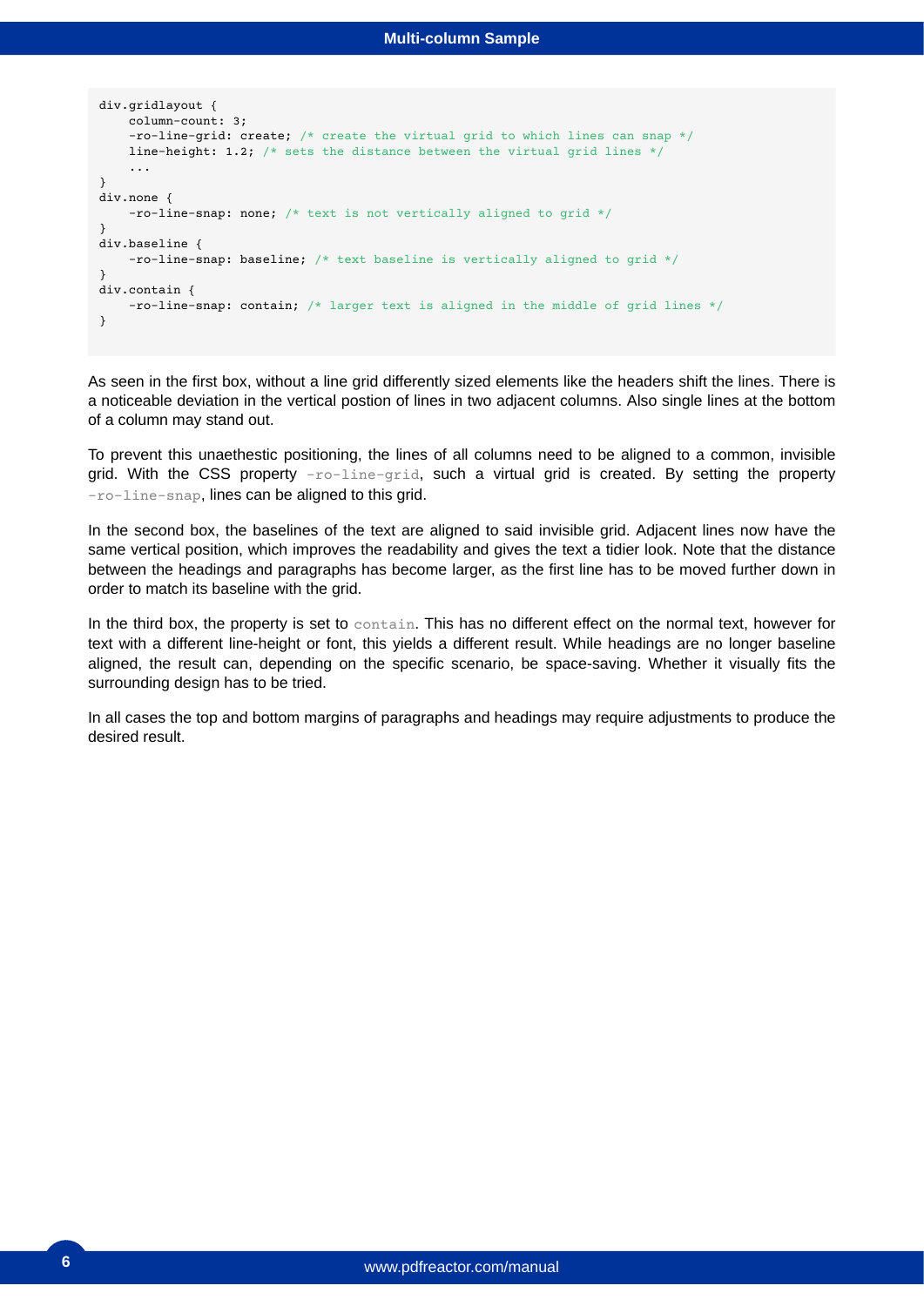```
div.gridlayout {
    column-count: 3;
    -ro-line-grid: create; /* create the virtual grid to which lines can snap */
    line-height: 1.2; /* sets the distance between the virtual grid lines */
    ...
}
div.none {
    -ro-line-snap: none; /* text is not vertically aligned to grid */
}
div.baseline {
    -ro-line-snap: baseline; /* text baseline is vertically aligned to grid */
}
div.contain {
    -ro-line-snap: contain; /* larger text is aligned in the middle of grid lines */
}
```

As seen in the first box, without a line grid differently sized elements like the headers shift the lines. There is a noticeable deviation in the vertical postion of lines in two adjacent columns. Also single lines at the bottom of a column may stand out.

To prevent this unaethestic positioning, the lines of all columns need to be aligned to a common, invisible grid. With the CSS property `-ro-line-grid`, such a virtual grid is created. By setting the property `-ro-line-snap`, lines can be aligned to this grid.

In the second box, the baselines of the text are aligned to said invisible grid. Adjacent lines now have the same vertical position, which improves the readability and gives the text a tidier look. Note that the distance between the headings and paragraphs has become larger, as the first line has to be moved further down in order to match its baseline with the grid.

In the third box, the property is set to `contain`. This has no different effect on the normal text, however for text with a different line-height or font, this yields a different result. While headings are no longer baseline aligned, the result can, depending on the specific scenario, be space-saving. Whether it visually fits the surrounding design has to be tried.

In all cases the top and bottom margins of paragraphs and headings may require adjustments to produce the desired result.